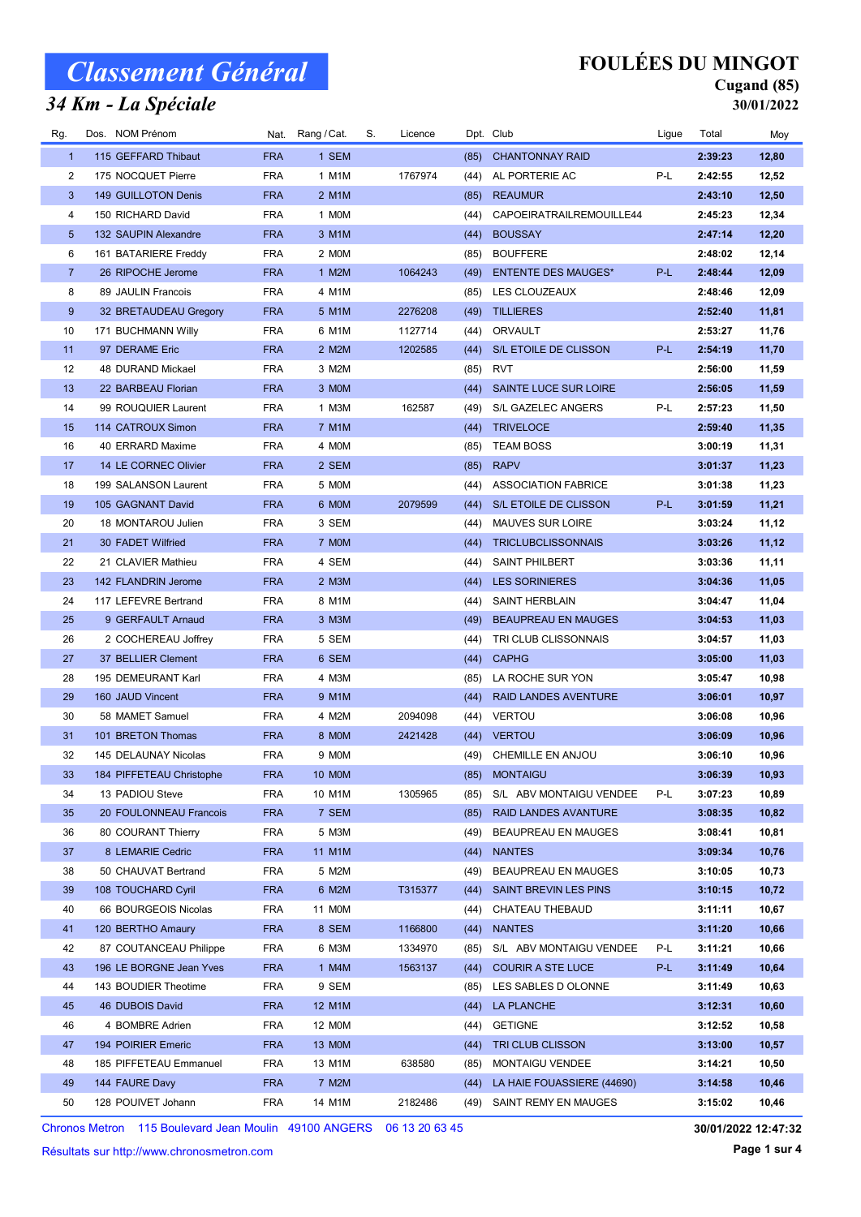# Classement Général

## 34 Km - La Spéciale

**FOULÉES DU MINGOT**
**Cugand (85)**
**30/01/2022**

| Rg. | Dos. | NOM Prénom | Nat. | Rang / Cat. | S. | Licence | Dpt. | Club | Ligue | Total | Moy |
|---|---|---|---|---|---|---|---|---|---|---|---|
| 1 | 115 | GEFFARD Thibaut | FRA | 1 SEM | | | (85) | CHANTONNAY RAID | | 2:39:23 | 12,80 |
| 2 | 175 | NOCQUET Pierre | FRA | 1 M1M | | 1767974 | (44) | AL PORTERIE AC | P-L | 2:42:55 | 12,52 |
| 3 | 149 | GUILLOTON Denis | FRA | 2 M1M | | | (85) | REAUMUR | | 2:43:10 | 12,50 |
| 4 | 150 | RICHARD David | FRA | 1 M0M | | | (44) | CAPOEIRATRAILREMOUILLE44 | | 2:45:23 | 12,34 |
| 5 | 132 | SAUPIN Alexandre | FRA | 3 M1M | | | (44) | BOUSSAY | | 2:47:14 | 12,20 |
| 6 | 161 | BATARIERE Freddy | FRA | 2 M0M | | | (85) | BOUFFERE | | 2:48:02 | 12,14 |
| 7 | 26 | RIPOCHE Jerome | FRA | 1 M2M | | 1064243 | (49) | ENTENTE DES MAUGES* | P-L | 2:48:44 | 12,09 |
| 8 | 89 | JAULIN Francois | FRA | 4 M1M | | | (85) | LES CLOUZEAUX | | 2:48:46 | 12,09 |
| 9 | 32 | BRETAUDEAU Gregory | FRA | 5 M1M | | 2276208 | (49) | TILLIERES | | 2:52:40 | 11,81 |
| 10 | 171 | BUCHMANN Willy | FRA | 6 M1M | | 1127714 | (44) | ORVAULT | | 2:53:27 | 11,76 |
| 11 | 97 | DERAME Eric | FRA | 2 M2M | | 1202585 | (44) | S/L ETOILE DE CLISSON | P-L | 2:54:19 | 11,70 |
| 12 | 48 | DURAND Mickael | FRA | 3 M2M | | | (85) | RVT | | 2:56:00 | 11,59 |
| 13 | 22 | BARBEAU Florian | FRA | 3 M0M | | | (44) | SAINTE LUCE SUR LOIRE | | 2:56:05 | 11,59 |
| 14 | 99 | ROUQUIER Laurent | FRA | 1 M3M | | 162587 | (49) | S/L GAZELEC ANGERS | P-L | 2:57:23 | 11,50 |
| 15 | 114 | CATROUX Simon | FRA | 7 M1M | | | (44) | TRIVELOCE | | 2:59:40 | 11,35 |
| 16 | 40 | ERRARD Maxime | FRA | 4 M0M | | | (85) | TEAM BOSS | | 3:00:19 | 11,31 |
| 17 | 14 | LE CORNEC Olivier | FRA | 2 SEM | | | (85) | RAPV | | 3:01:37 | 11,23 |
| 18 | 199 | SALANSON Laurent | FRA | 5 M0M | | | (44) | ASSOCIATION FABRICE | | 3:01:38 | 11,23 |
| 19 | 105 | GAGNANT David | FRA | 6 M0M | | 2079599 | (44) | S/L ETOILE DE CLISSON | P-L | 3:01:59 | 11,21 |
| 20 | 18 | MONTAROU Julien | FRA | 3 SEM | | | (44) | MAUVES SUR LOIRE | | 3:03:24 | 11,12 |
| 21 | 30 | FADET Wilfried | FRA | 7 M0M | | | (44) | TRICLUBCLISSONNAIS | | 3:03:26 | 11,12 |
| 22 | 21 | CLAVIER Mathieu | FRA | 4 SEM | | | (44) | SAINT PHILBERT | | 3:03:36 | 11,11 |
| 23 | 142 | FLANDRIN Jerome | FRA | 2 M3M | | | (44) | LES SORINIERES | | 3:04:36 | 11,05 |
| 24 | 117 | LEFEVRE Bertrand | FRA | 8 M1M | | | (44) | SAINT HERBLAIN | | 3:04:47 | 11,04 |
| 25 | 9 | GERFAULT Arnaud | FRA | 3 M3M | | | (49) | BEAUPREAU EN MAUGES | | 3:04:53 | 11,03 |
| 26 | 2 | COCHEREAU Joffrey | FRA | 5 SEM | | | (44) | TRI CLUB CLISSONNAIS | | 3:04:57 | 11,03 |
| 27 | 37 | BELLIER Clement | FRA | 6 SEM | | | (44) | CAPHG | | 3:05:00 | 11,03 |
| 28 | 195 | DEMEURANT Karl | FRA | 4 M3M | | | (85) | LA ROCHE SUR YON | | 3:05:47 | 10,98 |
| 29 | 160 | JAUD Vincent | FRA | 9 M1M | | | (44) | RAID LANDES AVENTURE | | 3:06:01 | 10,97 |
| 30 | 58 | MAMET Samuel | FRA | 4 M2M | | 2094098 | (44) | VERTOU | | 3:06:08 | 10,96 |
| 31 | 101 | BRETON Thomas | FRA | 8 M0M | | 2421428 | (44) | VERTOU | | 3:06:09 | 10,96 |
| 32 | 145 | DELAUNAY Nicolas | FRA | 9 M0M | | | (49) | CHEMILLE EN ANJOU | | 3:06:10 | 10,96 |
| 33 | 184 | PIFFETEAU Christophe | FRA | 10 M0M | | | (85) | MONTAIGU | | 3:06:39 | 10,93 |
| 34 | 13 | PADIOU Steve | FRA | 10 M1M | | 1305965 | (85) | S/L ABV MONTAIGU VENDEE | P-L | 3:07:23 | 10,89 |
| 35 | 20 | FOULONNEAU Francois | FRA | 7 SEM | | | (85) | RAID LANDES AVANTURE | | 3:08:35 | 10,82 |
| 36 | 80 | COURANT Thierry | FRA | 5 M3M | | | (49) | BEAUPREAU EN MAUGES | | 3:08:41 | 10,81 |
| 37 | 8 | LEMARIE Cedric | FRA | 11 M1M | | | (44) | NANTES | | 3:09:34 | 10,76 |
| 38 | 50 | CHAUVAT Bertrand | FRA | 5 M2M | | | (49) | BEAUPREAU EN MAUGES | | 3:10:05 | 10,73 |
| 39 | 108 | TOUCHARD Cyril | FRA | 6 M2M | | T315377 | (44) | SAINT BREVIN LES PINS | | 3:10:15 | 10,72 |
| 40 | 66 | BOURGEOIS Nicolas | FRA | 11 M0M | | | (44) | CHATEAU THEBAUD | | 3:11:11 | 10,67 |
| 41 | 120 | BERTHO Amaury | FRA | 8 SEM | | 1166800 | (44) | NANTES | | 3:11:20 | 10,66 |
| 42 | 87 | COUTANCEAU Philippe | FRA | 6 M3M | | 1334970 | (85) | S/L ABV MONTAIGU VENDEE | P-L | 3:11:21 | 10,66 |
| 43 | 196 | LE BORGNE Jean Yves | FRA | 1 M4M | | 1563137 | (44) | COURIR A STE LUCE | P-L | 3:11:49 | 10,64 |
| 44 | 143 | BOUDIER Theotime | FRA | 9 SEM | | | (85) | LES SABLES D OLONNE | | 3:11:49 | 10,63 |
| 45 | 46 | DUBOIS David | FRA | 12 M1M | | | (44) | LA PLANCHE | | 3:12:31 | 10,60 |
| 46 | 4 | BOMBRE Adrien | FRA | 12 M0M | | | (44) | GETIGNE | | 3:12:52 | 10,58 |
| 47 | 194 | POIRIER Emeric | FRA | 13 M0M | | | (44) | TRI CLUB CLISSON | | 3:13:00 | 10,57 |
| 48 | 185 | PIFFETEAU Emmanuel | FRA | 13 M1M | | 638580 | (85) | MONTAIGU VENDEE | | 3:14:21 | 10,50 |
| 49 | 144 | FAURE Davy | FRA | 7 M2M | | | (44) | LA HAIE FOUASSIERE (44690) | | 3:14:58 | 10,46 |
| 50 | 128 | POUIVET Johann | FRA | 14 M1M | | 2182486 | (49) | SAINT REMY EN MAUGES | | 3:15:02 | 10,46 |

Chronos Metron 115 Boulevard Jean Moulin 49100 ANGERS 06 13 20 63 45

Résultats sur http://www.chronosmetron.com

30/01/2022 12:47:32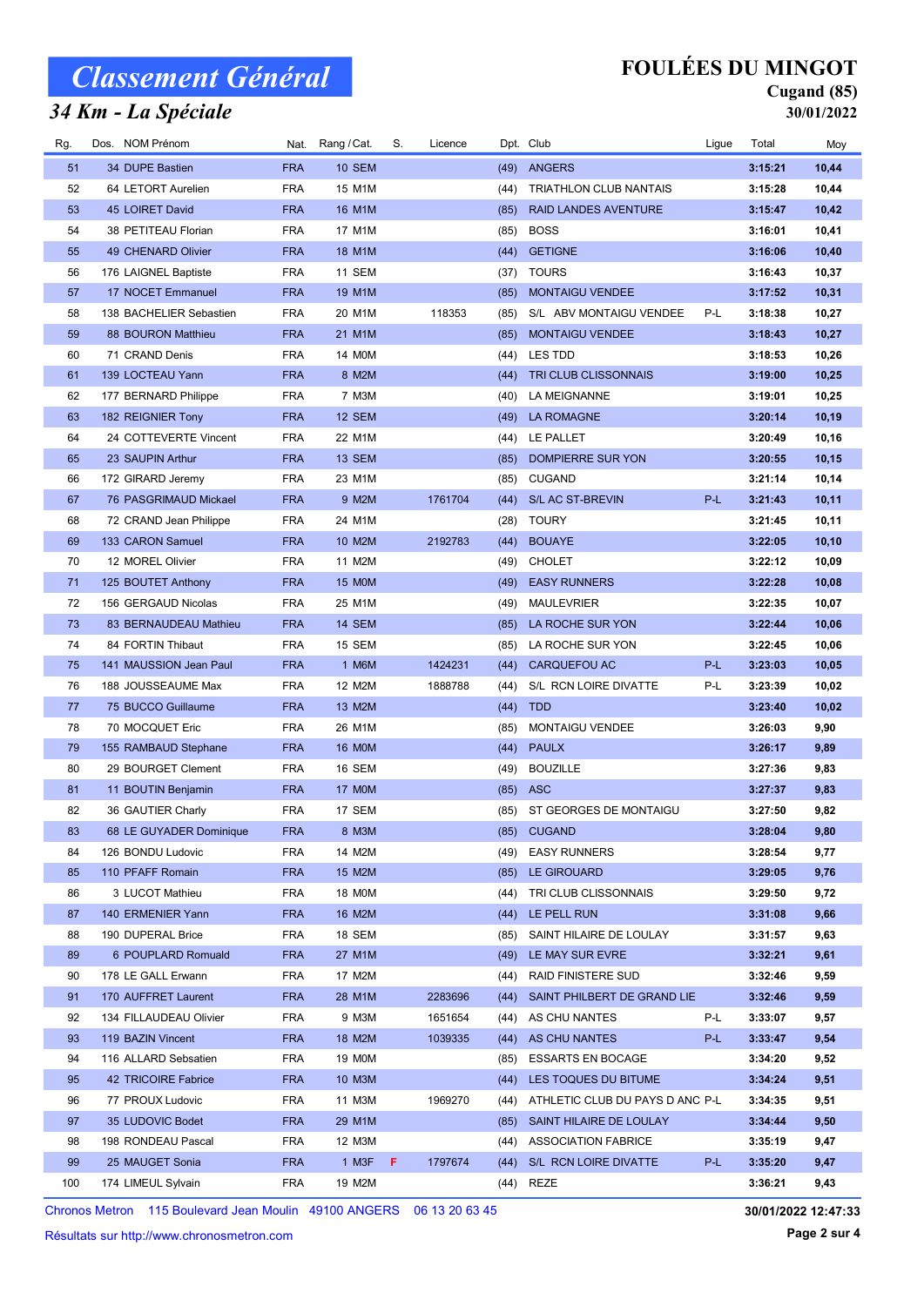# Classement Général

## 34 Km - La Spéciale

**FOULÉES DU MINGOT**
**Cugand (85)**
**30/01/2022**

| Rg. | Dos. | NOM Prénom | Nat. | Rang / Cat. | S. | Licence | Dpt. | Club | Ligue | Total | Moy |
|---|---|---|---|---|---|---|---|---|---|---|---|
| 51 | 34 | DUPE Bastien | FRA | 10 SEM | | | (49) | ANGERS | | 3:15:21 | 10,44 |
| 52 | 64 | LETORT Aurelien | FRA | 15 M1M | | | (44) | TRIATHLON CLUB NANTAIS | | 3:15:28 | 10,44 |
| 53 | 45 | LOIRET David | FRA | 16 M1M | | | (85) | RAID LANDES AVENTURE | | 3:15:47 | 10,42 |
| 54 | 38 | PETITEAU Florian | FRA | 17 M1M | | | (85) | BOSS | | 3:16:01 | 10,41 |
| 55 | 49 | CHENARD Olivier | FRA | 18 M1M | | | (44) | GETIGNE | | 3:16:06 | 10,40 |
| 56 | 176 | LAIGNEL Baptiste | FRA | 11 SEM | | | (37) | TOURS | | 3:16:43 | 10,37 |
| 57 | 17 | NOCET Emmanuel | FRA | 19 M1M | | | (85) | MONTAIGU VENDEE | | 3:17:52 | 10,31 |
| 58 | 138 | BACHELIER Sebastien | FRA | 20 M1M | | 118353 | (85) | S/L ABV MONTAIGU VENDEE | P-L | 3:18:38 | 10,27 |
| 59 | 88 | BOURON Matthieu | FRA | 21 M1M | | | (85) | MONTAIGU VENDEE | | 3:18:43 | 10,27 |
| 60 | 71 | CRAND Denis | FRA | 14 M0M | | | (44) | LES TDD | | 3:18:53 | 10,26 |
| 61 | 139 | LOCTEAU Yann | FRA | 8 M2M | | | (44) | TRI CLUB CLISSONNAIS | | 3:19:00 | 10,25 |
| 62 | 177 | BERNARD Philippe | FRA | 7 M3M | | | (40) | LA MEIGNANNE | | 3:19:01 | 10,25 |
| 63 | 182 | REIGNIER Tony | FRA | 12 SEM | | | (49) | LA ROMAGNE | | 3:20:14 | 10,19 |
| 64 | 24 | COTTEVERTE Vincent | FRA | 22 M1M | | | (44) | LE PALLET | | 3:20:49 | 10,16 |
| 65 | 23 | SAUPIN Arthur | FRA | 13 SEM | | | (85) | DOMPIERRE SUR YON | | 3:20:55 | 10,15 |
| 66 | 172 | GIRARD Jeremy | FRA | 23 M1M | | | (85) | CUGAND | | 3:21:14 | 10,14 |
| 67 | 76 | PASGRIMAUD Mickael | FRA | 9 M2M | | 1761704 | (44) | S/L AC ST-BREVIN | P-L | 3:21:43 | 10,11 |
| 68 | 72 | CRAND Jean Philippe | FRA | 24 M1M | | | (28) | TOURY | | 3:21:45 | 10,11 |
| 69 | 133 | CARON Samuel | FRA | 10 M2M | | 2192783 | (44) | BOUAYE | | 3:22:05 | 10,10 |
| 70 | 12 | MOREL Olivier | FRA | 11 M2M | | | (49) | CHOLET | | 3:22:12 | 10,09 |
| 71 | 125 | BOUTET Anthony | FRA | 15 M0M | | | (49) | EASY RUNNERS | | 3:22:28 | 10,08 |
| 72 | 156 | GERGAUD Nicolas | FRA | 25 M1M | | | (49) | MAULEVRIER | | 3:22:35 | 10,07 |
| 73 | 83 | BERNAUDEAU Mathieu | FRA | 14 SEM | | | (85) | LA ROCHE SUR YON | | 3:22:44 | 10,06 |
| 74 | 84 | FORTIN Thibaut | FRA | 15 SEM | | | (85) | LA ROCHE SUR YON | | 3:22:45 | 10,06 |
| 75 | 141 | MAUSSION Jean Paul | FRA | 1 M6M | | 1424231 | (44) | CARQUEFOU AC | P-L | 3:23:03 | 10,05 |
| 76 | 188 | JOUSSEAUME Max | FRA | 12 M2M | | 1888788 | (44) | S/L RCN LOIRE DIVATTE | P-L | 3:23:39 | 10,02 |
| 77 | 75 | BUCCO Guillaume | FRA | 13 M2M | | | (44) | TDD | | 3:23:40 | 10,02 |
| 78 | 70 | MOCQUET Eric | FRA | 26 M1M | | | (85) | MONTAIGU VENDEE | | 3:26:03 | 9,90 |
| 79 | 155 | RAMBAUD Stephane | FRA | 16 M0M | | | (44) | PAULX | | 3:26:17 | 9,89 |
| 80 | 29 | BOURGET Clement | FRA | 16 SEM | | | (49) | BOUZILLE | | 3:27:36 | 9,83 |
| 81 | 11 | BOUTIN Benjamin | FRA | 17 M0M | | | (85) | ASC | | 3:27:37 | 9,83 |
| 82 | 36 | GAUTIER Charly | FRA | 17 SEM | | | (85) | ST GEORGES DE MONTAIGU | | 3:27:50 | 9,82 |
| 83 | 68 | LE GUYADER Dominique | FRA | 8 M3M | | | (85) | CUGAND | | 3:28:04 | 9,80 |
| 84 | 126 | BONDU Ludovic | FRA | 14 M2M | | | (49) | EASY RUNNERS | | 3:28:54 | 9,77 |
| 85 | 110 | PFAFF Romain | FRA | 15 M2M | | | (85) | LE GIROUARD | | 3:29:05 | 9,76 |
| 86 | 3 | LUCOT Mathieu | FRA | 18 M0M | | | (44) | TRI CLUB CLISSONNAIS | | 3:29:50 | 9,72 |
| 87 | 140 | ERMENIER Yann | FRA | 16 M2M | | | (44) | LE PELL RUN | | 3:31:08 | 9,66 |
| 88 | 190 | DUPERAL Brice | FRA | 18 SEM | | | (85) | SAINT HILAIRE DE LOULAY | | 3:31:57 | 9,63 |
| 89 | 6 | POUPLARD Romuald | FRA | 27 M1M | | | (49) | LE MAY SUR EVRE | | 3:32:21 | 9,61 |
| 90 | 178 | LE GALL Erwann | FRA | 17 M2M | | | (44) | RAID FINISTERE SUD | | 3:32:46 | 9,59 |
| 91 | 170 | AUFFRET Laurent | FRA | 28 M1M | | 2283696 | (44) | SAINT PHILBERT DE GRAND LIE | | 3:32:46 | 9,59 |
| 92 | 134 | FILLAUDEAU Olivier | FRA | 9 M3M | | 1651654 | (44) | AS CHU NANTES | P-L | 3:33:07 | 9,57 |
| 93 | 119 | BAZIN Vincent | FRA | 18 M2M | | 1039335 | (44) | AS CHU NANTES | P-L | 3:33:47 | 9,54 |
| 94 | 116 | ALLARD Sebsatien | FRA | 19 M0M | | | (85) | ESSARTS EN BOCAGE | | 3:34:20 | 9,52 |
| 95 | 42 | TRICOIRE Fabrice | FRA | 10 M3M | | | (44) | LES TOQUES DU BITUME | | 3:34:24 | 9,51 |
| 96 | 77 | PROUX Ludovic | FRA | 11 M3M | | 1969270 | (44) | ATHLETIC CLUB DU PAYS D ANC | P-L | 3:34:35 | 9,51 |
| 97 | 35 | LUDOVIC Bodet | FRA | 29 M1M | | | (85) | SAINT HILAIRE DE LOULAY | | 3:34:44 | 9,50 |
| 98 | 198 | RONDEAU Pascal | FRA | 12 M3M | | | (44) | ASSOCIATION FABRICE | | 3:35:19 | 9,47 |
| 99 | 25 | MAUGET Sonia | FRA | 1 M3F | F | 1797674 | (44) | S/L RCN LOIRE DIVATTE | P-L | 3:35:20 | 9,47 |
| 100 | 174 | LIMEUL Sylvain | FRA | 19 M2M | | | (44) | REZE | | 3:36:21 | 9,43 |

Chronos Metron 115 Boulevard Jean Moulin 49100 ANGERS 06 13 20 63 45

Résultats sur http://www.chronosmetron.com

30/01/2022 12:47:33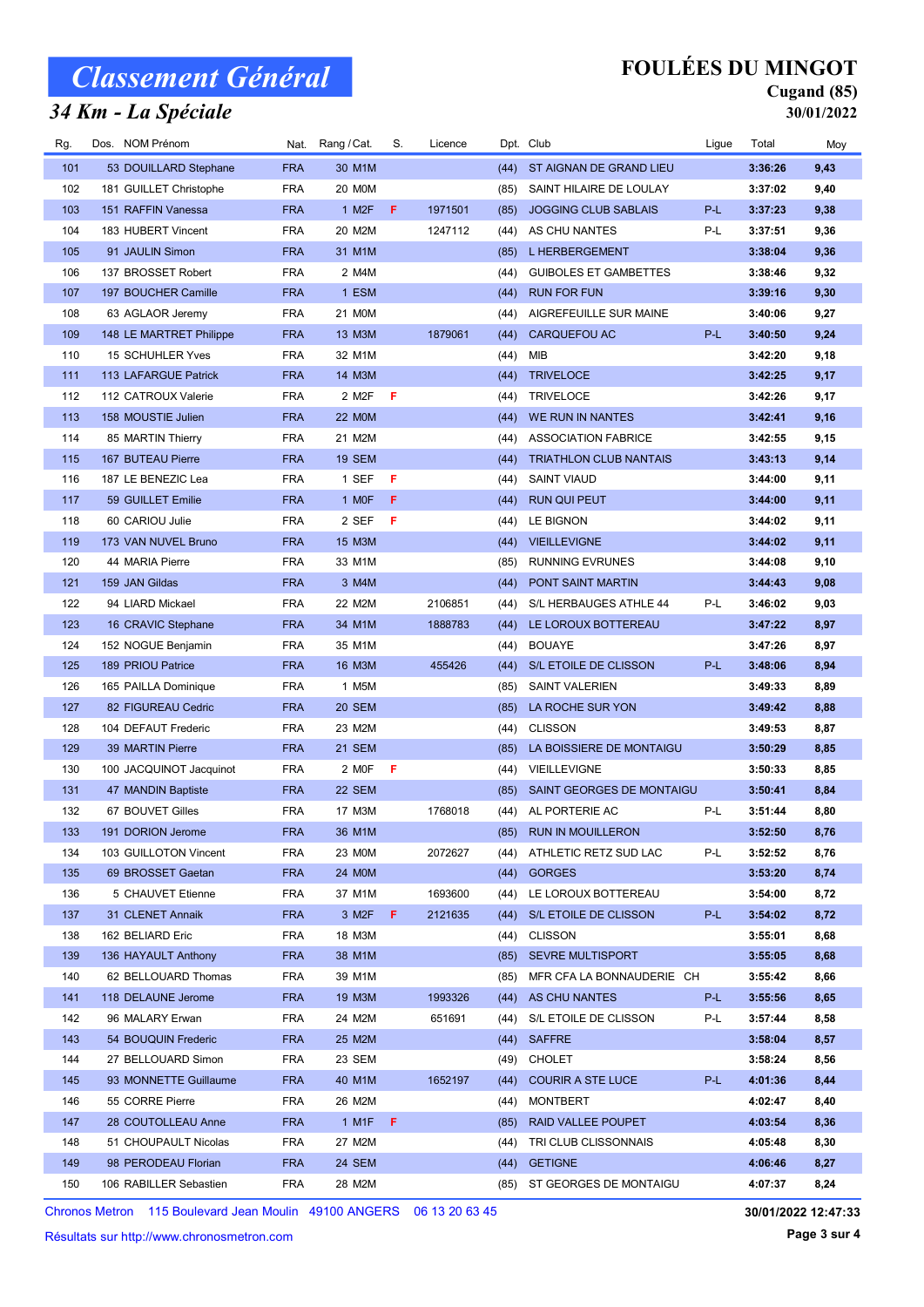# Classement Général

## 34 Km - La Spéciale

**FOULÉES DU MINGOT**
**Cugand (85)**
**30/01/2022**

| Rg. | Dos. | NOM Prénom | Nat. | Rang / Cat. | S. | Licence | Dpt. | Club | Ligue | Total | Moy |
|---|---|---|---|---|---|---|---|---|---|---|---|
| 101 | 53 | DOUILLARD Stephane | FRA | 30 M1M | | | (44) | ST AIGNAN DE GRAND LIEU | | 3:36:26 | 9,43 |
| 102 | 181 | GUILLET Christophe | FRA | 20 M0M | | | (85) | SAINT HILAIRE DE LOULAY | | 3:37:02 | 9,40 |
| 103 | 151 | RAFFIN Vanessa | FRA | 1 M2F | F | 1971501 | (85) | JOGGING CLUB SABLAIS | P-L | 3:37:23 | 9,38 |
| 104 | 183 | HUBERT Vincent | FRA | 20 M2M | | 1247112 | (44) | AS CHU NANTES | P-L | 3:37:51 | 9,36 |
| 105 | 91 | JAULIN Simon | FRA | 31 M1M | | | (85) | L HERBERGEMENT | | 3:38:04 | 9,36 |
| 106 | 137 | BROSSET Robert | FRA | 2 M4M | | | (44) | GUIBOLES ET GAMBETTES | | 3:38:46 | 9,32 |
| 107 | 197 | BOUCHER Camille | FRA | 1 ESM | | | (44) | RUN FOR FUN | | 3:39:16 | 9,30 |
| 108 | 63 | AGLAOR Jeremy | FRA | 21 M0M | | | (44) | AIGREFEUILLE SUR MAINE | | 3:40:06 | 9,27 |
| 109 | 148 | LE MARTRET Philippe | FRA | 13 M3M | | 1879061 | (44) | CARQUEFOU AC | P-L | 3:40:50 | 9,24 |
| 110 | 15 | SCHUHLER Yves | FRA | 32 M1M | | | (44) | MIB | | 3:42:20 | 9,18 |
| 111 | 113 | LAFARGUE Patrick | FRA | 14 M3M | | | (44) | TRIVELOCE | | 3:42:25 | 9,17 |
| 112 | 112 | CATROUX Valerie | FRA | 2 M2F | F | | (44) | TRIVELOCE | | 3:42:26 | 9,17 |
| 113 | 158 | MOUSTIE Julien | FRA | 22 M0M | | | (44) | WE RUN IN NANTES | | 3:42:41 | 9,16 |
| 114 | 85 | MARTIN Thierry | FRA | 21 M2M | | | (44) | ASSOCIATION FABRICE | | 3:42:55 | 9,15 |
| 115 | 167 | BUTEAU Pierre | FRA | 19 SEM | | | (44) | TRIATHLON CLUB NANTAIS | | 3:43:13 | 9,14 |
| 116 | 187 | LE BENEZIC Lea | FRA | 1 SEF | F | | (44) | SAINT VIAUD | | 3:44:00 | 9,11 |
| 117 | 59 | GUILLET Emilie | FRA | 1 M0F | F | | (44) | RUN QUI PEUT | | 3:44:00 | 9,11 |
| 118 | 60 | CARIOU Julie | FRA | 2 SEF | F | | (44) | LE BIGNON | | 3:44:02 | 9,11 |
| 119 | 173 | VAN NUVEL Bruno | FRA | 15 M3M | | | (44) | VIEILLEVIGNE | | 3:44:02 | 9,11 |
| 120 | 44 | MARIA Pierre | FRA | 33 M1M | | | (85) | RUNNING EVRUNES | | 3:44:08 | 9,10 |
| 121 | 159 | JAN Gildas | FRA | 3 M4M | | | (44) | PONT SAINT MARTIN | | 3:44:43 | 9,08 |
| 122 | 94 | LIARD Mickael | FRA | 22 M2M | | 2106851 | (44) | S/L HERBAUGES ATHLE 44 | P-L | 3:46:02 | 9,03 |
| 123 | 16 | CRAVIC Stephane | FRA | 34 M1M | | 1888783 | (44) | LE LOROUX BOTTEREAU | | 3:47:22 | 8,97 |
| 124 | 152 | NOGUE Benjamin | FRA | 35 M1M | | | (44) | BOUAYE | | 3:47:26 | 8,97 |
| 125 | 189 | PRIOU Patrice | FRA | 16 M3M | | 455426 | (44) | S/L ETOILE DE CLISSON | P-L | 3:48:06 | 8,94 |
| 126 | 165 | PAILLA Dominique | FRA | 1 M5M | | | (85) | SAINT VALERIEN | | 3:49:33 | 8,89 |
| 127 | 82 | FIGUREAU Cedric | FRA | 20 SEM | | | (85) | LA ROCHE SUR YON | | 3:49:42 | 8,88 |
| 128 | 104 | DEFAUT Frederic | FRA | 23 M2M | | | (44) | CLISSON | | 3:49:53 | 8,87 |
| 129 | 39 | MARTIN Pierre | FRA | 21 SEM | | | (85) | LA BOISSIERE DE MONTAIGU | | 3:50:29 | 8,85 |
| 130 | 100 | JACQUINOT Jacquinot | FRA | 2 M0F | F | | (44) | VIEILLEVIGNE | | 3:50:33 | 8,85 |
| 131 | 47 | MANDIN Baptiste | FRA | 22 SEM | | | (85) | SAINT GEORGES DE MONTAIGU | | 3:50:41 | 8,84 |
| 132 | 67 | BOUVET Gilles | FRA | 17 M3M | | 1768018 | (44) | AL PORTERIE AC | P-L | 3:51:44 | 8,80 |
| 133 | 191 | DORION Jerome | FRA | 36 M1M | | | (85) | RUN IN MOUILLERON | | 3:52:50 | 8,76 |
| 134 | 103 | GUILLOTON Vincent | FRA | 23 M0M | | 2072627 | (44) | ATHLETIC RETZ SUD LAC | P-L | 3:52:52 | 8,76 |
| 135 | 69 | BROSSET Gaetan | FRA | 24 M0M | | | (44) | GORGES | | 3:53:20 | 8,74 |
| 136 | 5 | CHAUVET Etienne | FRA | 37 M1M | | 1693600 | (44) | LE LOROUX BOTTEREAU | | 3:54:00 | 8,72 |
| 137 | 31 | CLENET Annaik | FRA | 3 M2F | F | 2121635 | (44) | S/L ETOILE DE CLISSON | P-L | 3:54:02 | 8,72 |
| 138 | 162 | BELIARD Eric | FRA | 18 M3M | | | (44) | CLISSON | | 3:55:01 | 8,68 |
| 139 | 136 | HAYAULT Anthony | FRA | 38 M1M | | | (85) | SEVRE MULTISPORT | | 3:55:05 | 8,68 |
| 140 | 62 | BELLOUARD Thomas | FRA | 39 M1M | | | (85) | MFR CFA LA BONNAUDERIE CH | | 3:55:42 | 8,66 |
| 141 | 118 | DELAUNE Jerome | FRA | 19 M3M | | 1993326 | (44) | AS CHU NANTES | P-L | 3:55:56 | 8,65 |
| 142 | 96 | MALARY Erwan | FRA | 24 M2M | | 651691 | (44) | S/L ETOILE DE CLISSON | P-L | 3:57:44 | 8,58 |
| 143 | 54 | BOUQUIN Frederic | FRA | 25 M2M | | | (44) | SAFFRE | | 3:58:04 | 8,57 |
| 144 | 27 | BELLOUARD Simon | FRA | 23 SEM | | | (49) | CHOLET | | 3:58:24 | 8,56 |
| 145 | 93 | MONNETTE Guillaume | FRA | 40 M1M | | 1652197 | (44) | COURIR A STE LUCE | P-L | 4:01:36 | 8,44 |
| 146 | 55 | CORRE Pierre | FRA | 26 M2M | | | (44) | MONTBERT | | 4:02:47 | 8,40 |
| 147 | 28 | COUTOLLEAU Anne | FRA | 1 M1F | F | | (85) | RAID VALLEE POUPET | | 4:03:54 | 8,36 |
| 148 | 51 | CHOUPAULT Nicolas | FRA | 27 M2M | | | (44) | TRI CLUB CLISSONNAIS | | 4:05:48 | 8,30 |
| 149 | 98 | PERODEAU Florian | FRA | 24 SEM | | | (44) | GETIGNE | | 4:06:46 | 8,27 |
| 150 | 106 | RABILLER Sebastien | FRA | 28 M2M | | | (85) | ST GEORGES DE MONTAIGU | | 4:07:37 | 8,24 |

Chronos Metron 115 Boulevard Jean Moulin 49100 ANGERS 06 13 20 63 45

Résultats sur http://www.chronosmetron.com

**30/01/2022 12:47:33**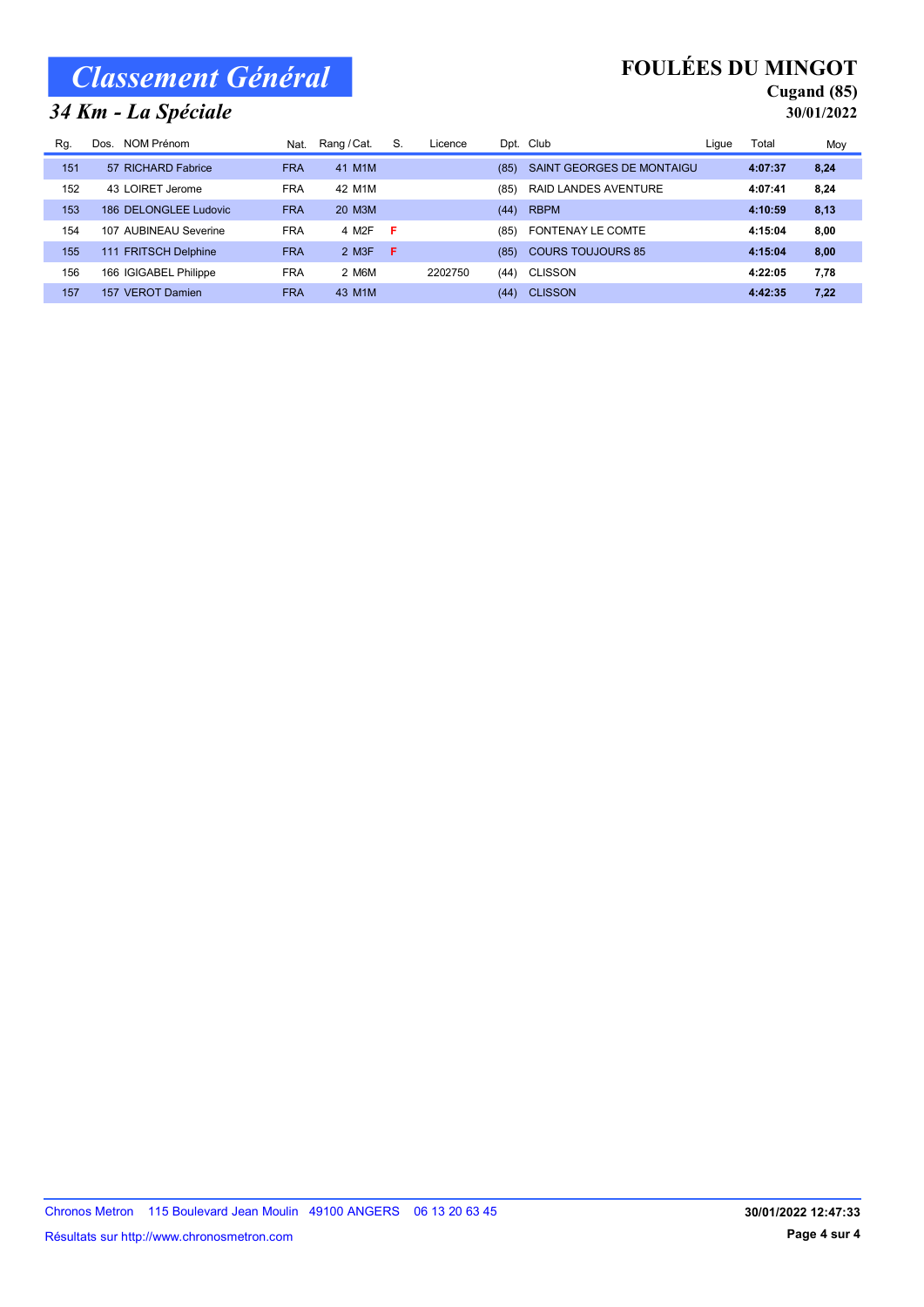# Classement Général

## 34 Km - La Spéciale

**FOULÉES DU MINGOT**
**Cugand (85)**
**30/01/2022**

| Rg. | Dos. | NOM Prénom | Nat. | Rang / Cat. | S. | Licence | Dpt. | Club | Ligue | Total | Moy |
|---|---|---|---|---|---|---|---|---|---|---|---|
| 151 | 57 | RICHARD Fabrice | FRA | 41 M1M | | | (85) | SAINT GEORGES DE MONTAIGU | | **4:07:37** | **8,24** |
| 152 | 43 | LOIRET Jerome | FRA | 42 M1M | | | (85) | RAID LANDES AVENTURE | | **4:07:41** | **8,24** |
| 153 | 186 | DELONGLEE Ludovic | FRA | 20 M3M | | | (44) | RBPM | | **4:10:59** | **8,13** |
| 154 | 107 | AUBINEAU Severine | FRA | 4 M2F | F | | (85) | FONTENAY LE COMTE | | **4:15:04** | **8,00** |
| 155 | 111 | FRITSCH Delphine | FRA | 2 M3F | F | | (85) | COURS TOUJOURS 85 | | **4:15:04** | **8,00** |
| 156 | 166 | IGIGABEL Philippe | FRA | 2 M6M | | 2202750 | (44) | CLISSON | | **4:22:05** | **7,78** |
| 157 | 157 | VEROT Damien | FRA | 43 M1M | | | (44) | CLISSON | | **4:42:35** | **7,22** |

Chronos Metron 115 Boulevard Jean Moulin 49100 ANGERS 06 13 20 63 45

Résultats sur http://www.chronosmetron.com

**30/01/2022 12:47:33**